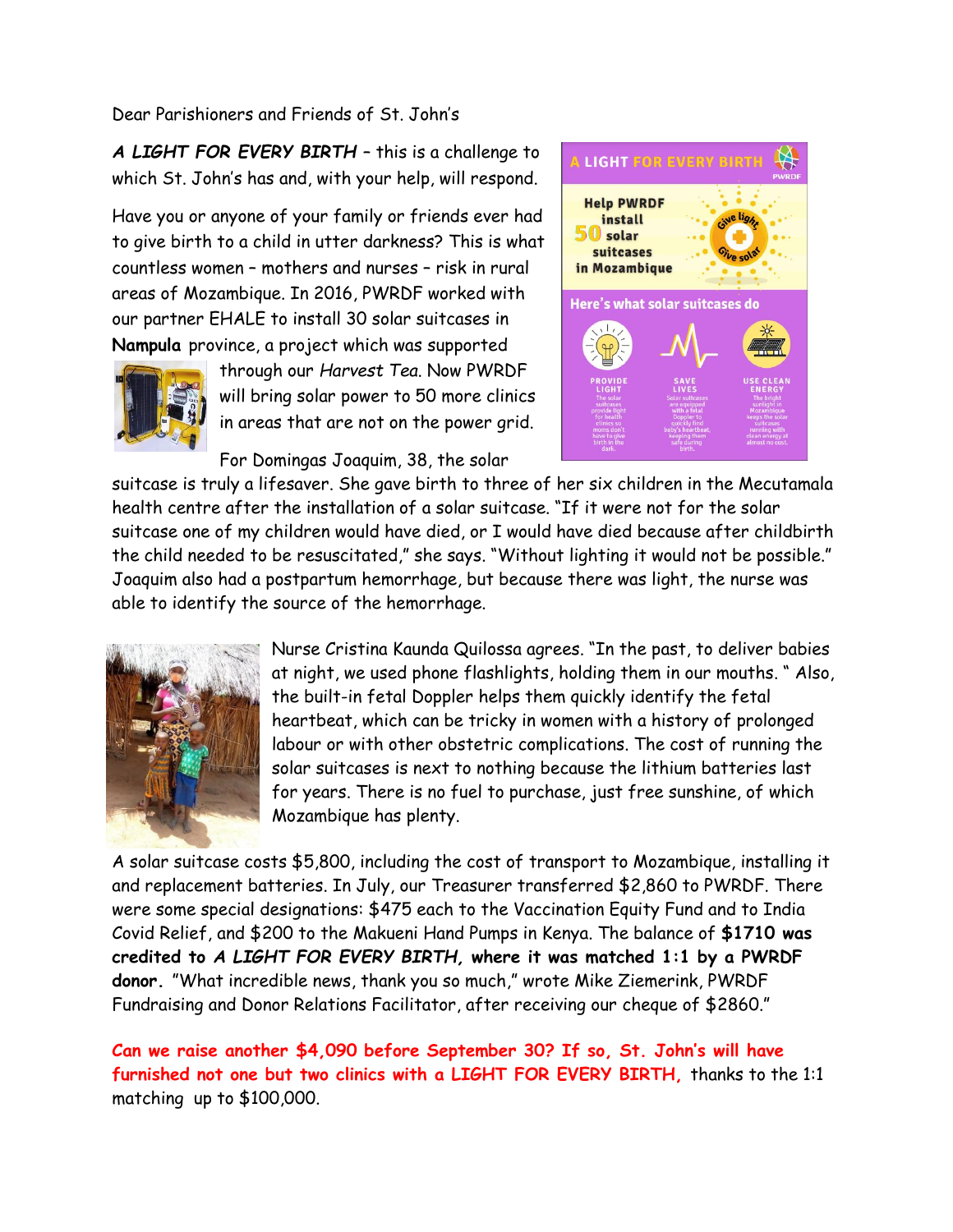Dear Parishioners and Friends of St. John's

***A LIGHT FOR EVERY BIRTH*** – this is a challenge to which St. John's has and, with your help, will respond.

Have you or anyone of your family or friends ever had to give birth to a child in utter darkness? This is what countless women – mothers and nurses – risk in rural areas of Mozambique. In 2016, PWRDF worked with our partner EHALE to install 30 solar suitcases in **Nampula** province, a project which was supported through our *Harvest Tea*. Now PWRDF will bring solar power to 50 more clinics in areas that are not on the power grid.

A LIGHT FOR EVERY BIRTH

PWRDF

Help PWRDF install 50 solar suitcases in Mozambique

Give light Give solar

Here's what solar suitcases do

PROVIDE LIGHT
The solar suitcases provide light for health clinics so moms don't have to give birth in the dark.

SAVE LIVES
Solar suitcases are equipped with a fetal Doppler to quickly find baby's heartbeat, keeping them safe during birth.

USE CLEAN ENERGY
The bright sunlight in Mozambique keeps the solar suitcases running with clean energy at almost no cost.

For Domingas Joaquim, 38, the solar suitcase is truly a lifesaver. She gave birth to three of her six children in the Mecutamala health centre after the installation of a solar suitcase. "If it were not for the solar suitcase one of my children would have died, or I would have died because after childbirth the child needed to be resuscitated," she says. "Without lighting it would not be possible." Joaquim also had a postpartum hemorrhage, but because there was light, the nurse was able to identify the source of the hemorrhage.

Nurse Cristina Kaunda Quilossa agrees. "In the past, to deliver babies at night, we used phone flashlights, holding them in our mouths. " Also, the built-in fetal Doppler helps them quickly identify the fetal heartbeat, which can be tricky in women with a history of prolonged labour or with other obstetric complications. The cost of running the solar suitcases is next to nothing because the lithium batteries last for years. There is no fuel to purchase, just free sunshine, of which Mozambique has plenty.

A solar suitcase costs $5,800, including the cost of transport to Mozambique, installing it and replacement batteries. In July, our Treasurer transferred $2,860 to PWRDF. There were some special designations: $475 each to the Vaccination Equity Fund and to India Covid Relief, and $200 to the Makueni Hand Pumps in Kenya. The balance of **$1710 was credited to *A LIGHT FOR EVERY BIRTH*, where it was matched 1:1 by a PWRDF donor.** "What incredible news, thank you so much," wrote Mike Ziemerink, PWRDF Fundraising and Donor Relations Facilitator, after receiving our cheque of $2860."

**Can we raise another $4,090 before September 30? If so, St. John's will have furnished not one but two clinics with a LIGHT FOR EVERY BIRTH,** thanks to the 1:1 matching up to $100,000.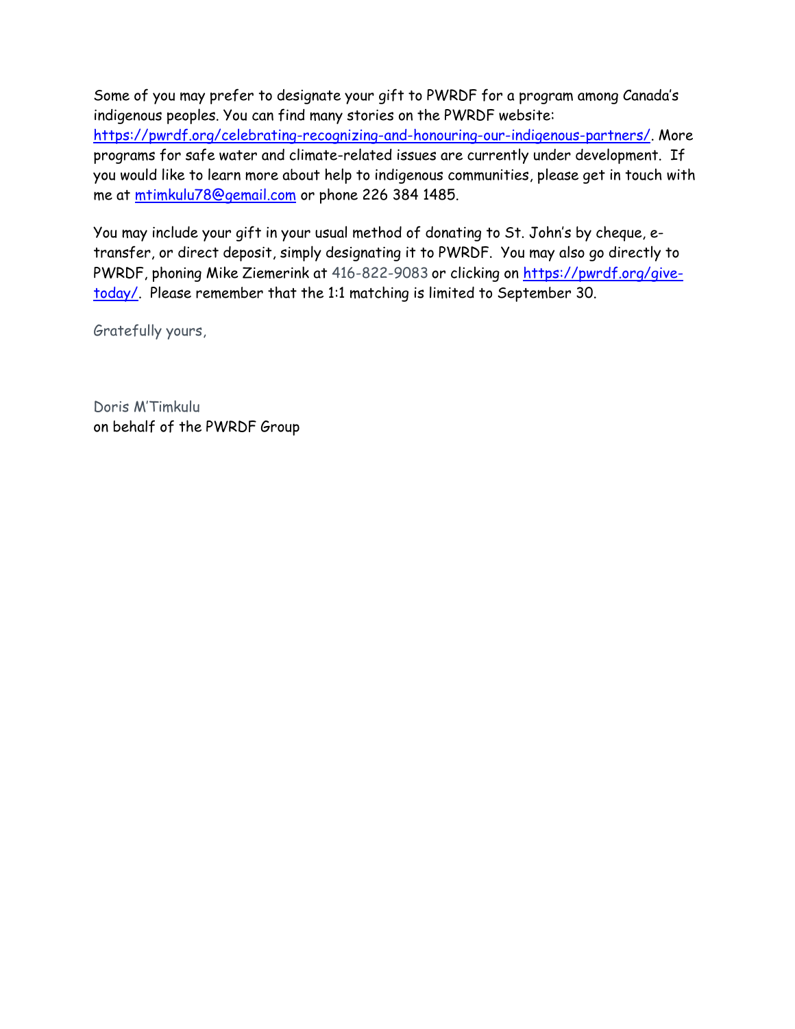Some of you may prefer to designate your gift to PWRDF for a program among Canada's indigenous peoples. You can find many stories on the PWRDF website: https://pwrdf.org/celebrating-recognizing-and-honouring-our-indigenous-partners/. More programs for safe water and climate-related issues are currently under development. If you would like to learn more about help to indigenous communities, please get in touch with me at mtimkulu78@gemail.com or phone 226 384 1485.

You may include your gift in your usual method of donating to St. John's by cheque, e-transfer, or direct deposit, simply designating it to PWRDF. You may also go directly to PWRDF, phoning Mike Ziemerink at 416-822-9083 or clicking on https://pwrdf.org/give-today/. Please remember that the 1:1 matching is limited to September 30.

Gratefully yours,

Doris M'Timkulu
on behalf of the PWRDF Group